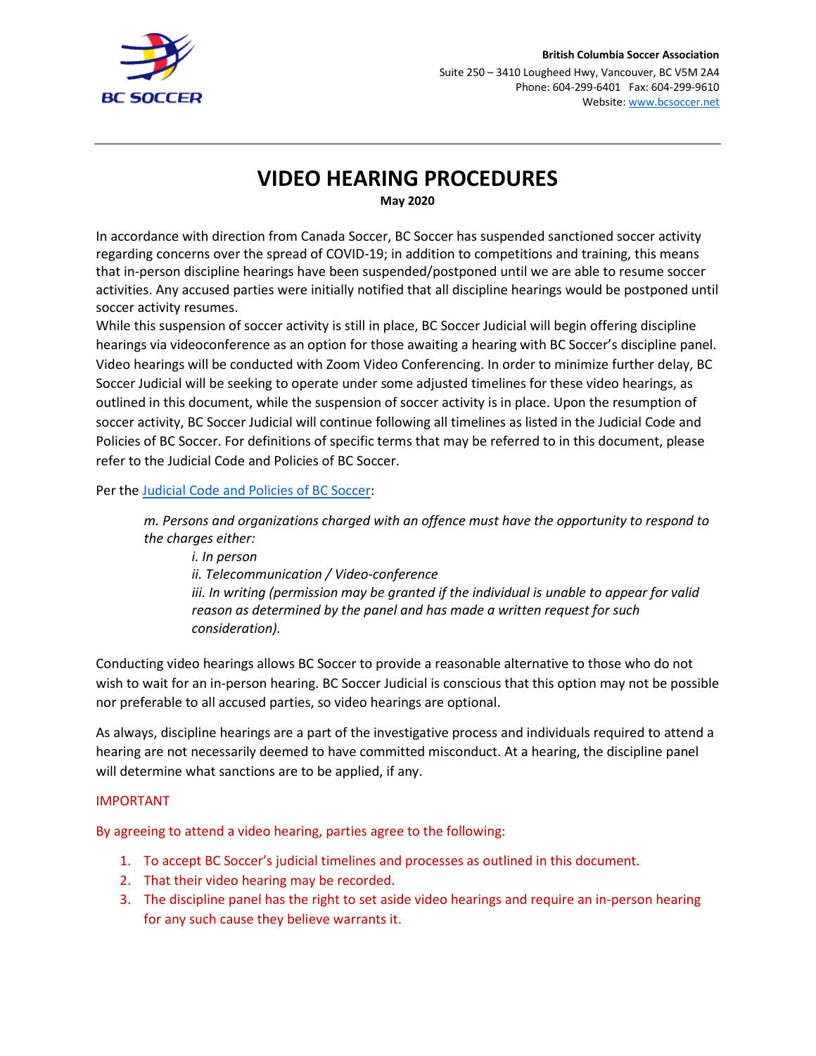**British Columbia Soccer Association**
Suite 250 – 3410 Lougheed Hwy, Vancouver, BC V5M 2A4
Phone: 604-299-6401 Fax: 604-299-9610
Website: [www.bcsoccer.net](www.bcsoccer.net)

---

# VIDEO HEARING PROCEDURES

**May 2020**

In accordance with direction from Canada Soccer, BC Soccer has suspended sanctioned soccer activity regarding concerns over the spread of COVID-19; in addition to competitions and training, this means that in-person discipline hearings have been suspended/postponed until we are able to resume soccer activities. Any accused parties were initially notified that all discipline hearings would be postponed until soccer activity resumes.
While this suspension of soccer activity is still in place, BC Soccer Judicial will begin offering discipline hearings via videoconference as an option for those awaiting a hearing with BC Soccer's discipline panel. Video hearings will be conducted with Zoom Video Conferencing. In order to minimize further delay, BC Soccer Judicial will be seeking to operate under some adjusted timelines for these video hearings, as outlined in this document, while the suspension of soccer activity is in place. Upon the resumption of soccer activity, BC Soccer Judicial will continue following all timelines as listed in the Judicial Code and Policies of BC Soccer. For definitions of specific terms that may be referred to in this document, please refer to the Judicial Code and Policies of BC Soccer.

Per the Judicial Code and Policies of BC Soccer:

> *m. Persons and organizations charged with an offence must have the opportunity to respond to the charges either:*
>
> > *i. In person*
> > *ii. Telecommunication / Video-conference*
> > *iii. In writing (permission may be granted if the individual is unable to appear for valid reason as determined by the panel and has made a written request for such consideration).*

Conducting video hearings allows BC Soccer to provide a reasonable alternative to those who do not wish to wait for an in-person hearing. BC Soccer Judicial is conscious that this option may not be possible nor preferable to all accused parties, so video hearings are optional.

As always, discipline hearings are a part of the investigative process and individuals required to attend a hearing are not necessarily deemed to have committed misconduct. At a hearing, the discipline panel will determine what sanctions are to be applied, if any.

IMPORTANT

By agreeing to attend a video hearing, parties agree to the following:

1. To accept BC Soccer's judicial timelines and processes as outlined in this document.
2. That their video hearing may be recorded.
3. The discipline panel has the right to set aside video hearings and require an in-person hearing for any such cause they believe warrants it.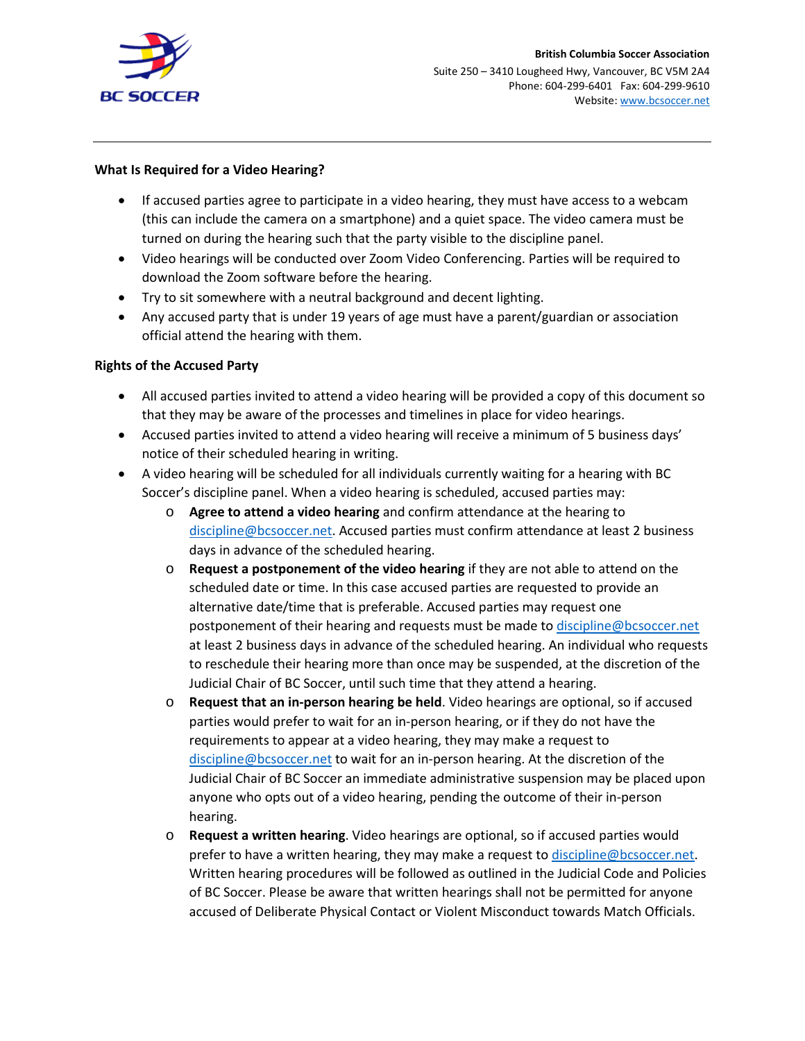### What Is Required for a Video Hearing?

- If accused parties agree to participate in a video hearing, they must have access to a webcam (this can include the camera on a smartphone) and a quiet space. The video camera must be turned on during the hearing such that the party visible to the discipline panel.
- Video hearings will be conducted over Zoom Video Conferencing. Parties will be required to download the Zoom software before the hearing.
- Try to sit somewhere with a neutral background and decent lighting.
- Any accused party that is under 19 years of age must have a parent/guardian or association official attend the hearing with them.

### Rights of the Accused Party

- All accused parties invited to attend a video hearing will be provided a copy of this document so that they may be aware of the processes and timelines in place for video hearings.
- Accused parties invited to attend a video hearing will receive a minimum of 5 business days' notice of their scheduled hearing in writing.
- A video hearing will be scheduled for all individuals currently waiting for a hearing with BC Soccer's discipline panel. When a video hearing is scheduled, accused parties may:
  - **Agree to attend a video hearing** and confirm attendance at the hearing to discipline@bcsoccer.net. Accused parties must confirm attendance at least 2 business days in advance of the scheduled hearing.
  - **Request a postponement of the video hearing** if they are not able to attend on the scheduled date or time. In this case accused parties are requested to provide an alternative date/time that is preferable. Accused parties may request one postponement of their hearing and requests must be made to discipline@bcsoccer.net at least 2 business days in advance of the scheduled hearing. An individual who requests to reschedule their hearing more than once may be suspended, at the discretion of the Judicial Chair of BC Soccer, until such time that they attend a hearing.
  - **Request that an in-person hearing be held**. Video hearings are optional, so if accused parties would prefer to wait for an in-person hearing, or if they do not have the requirements to appear at a video hearing, they may make a request to discipline@bcsoccer.net to wait for an in-person hearing. At the discretion of the Judicial Chair of BC Soccer an immediate administrative suspension may be placed upon anyone who opts out of a video hearing, pending the outcome of their in-person hearing.
  - **Request a written hearing**. Video hearings are optional, so if accused parties would prefer to have a written hearing, they may make a request to discipline@bcsoccer.net. Written hearing procedures will be followed as outlined in the Judicial Code and Policies of BC Soccer. Please be aware that written hearings shall not be permitted for anyone accused of Deliberate Physical Contact or Violent Misconduct towards Match Officials.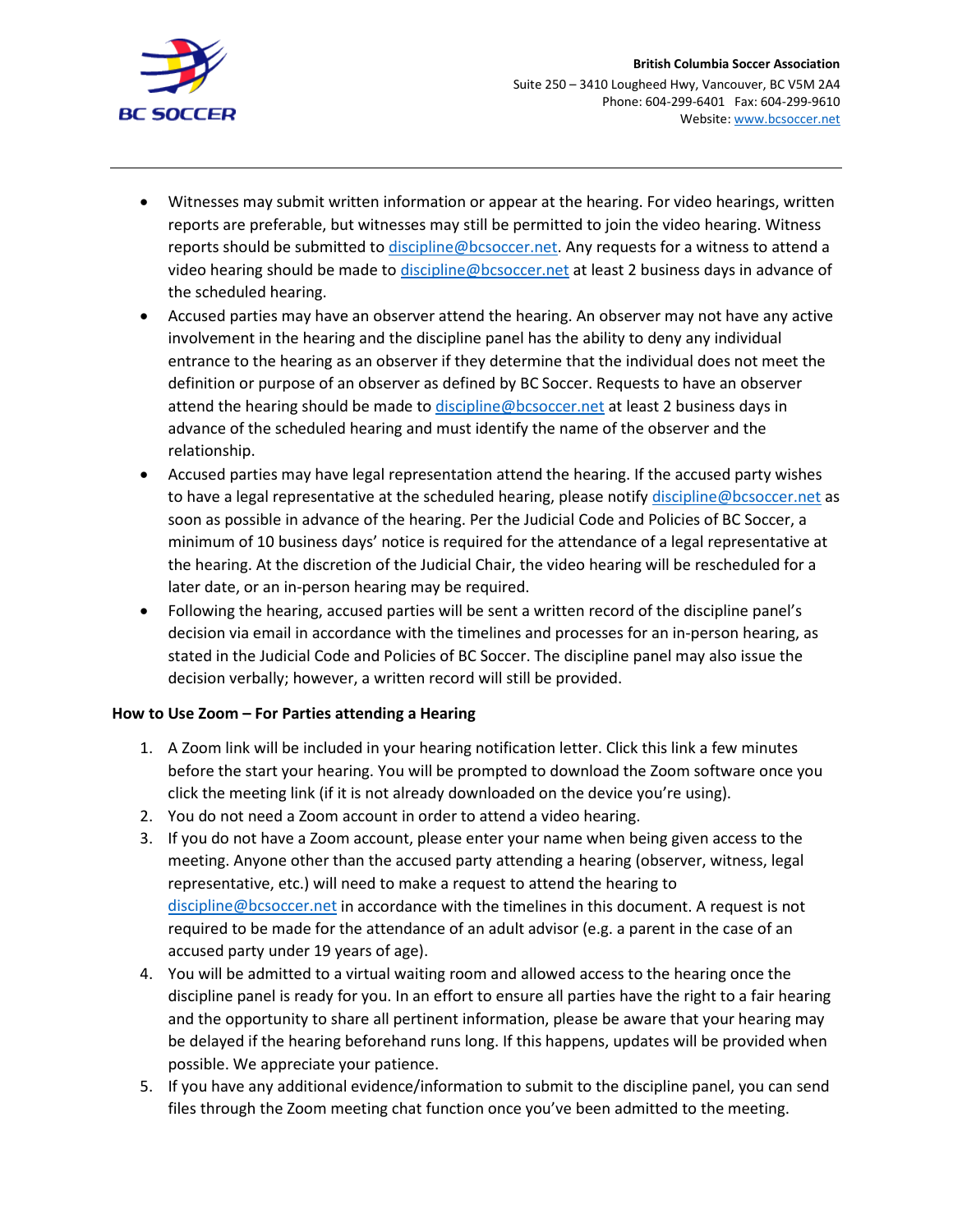- Witnesses may submit written information or appear at the hearing. For video hearings, written reports are preferable, but witnesses may still be permitted to join the video hearing. Witness reports should be submitted to discipline@bcsoccer.net. Any requests for a witness to attend a video hearing should be made to discipline@bcsoccer.net at least 2 business days in advance of the scheduled hearing.
- Accused parties may have an observer attend the hearing. An observer may not have any active involvement in the hearing and the discipline panel has the ability to deny any individual entrance to the hearing as an observer if they determine that the individual does not meet the definition or purpose of an observer as defined by BC Soccer. Requests to have an observer attend the hearing should be made to discipline@bcsoccer.net at least 2 business days in advance of the scheduled hearing and must identify the name of the observer and the relationship.
- Accused parties may have legal representation attend the hearing. If the accused party wishes to have a legal representative at the scheduled hearing, please notify discipline@bcsoccer.net as soon as possible in advance of the hearing. Per the Judicial Code and Policies of BC Soccer, a minimum of 10 business days' notice is required for the attendance of a legal representative at the hearing. At the discretion of the Judicial Chair, the video hearing will be rescheduled for a later date, or an in-person hearing may be required.
- Following the hearing, accused parties will be sent a written record of the discipline panel's decision via email in accordance with the timelines and processes for an in-person hearing, as stated in the Judicial Code and Policies of BC Soccer. The discipline panel may also issue the decision verbally; however, a written record will still be provided.

**How to Use Zoom – For Parties attending a Hearing**

1. A Zoom link will be included in your hearing notification letter. Click this link a few minutes before the start your hearing. You will be prompted to download the Zoom software once you click the meeting link (if it is not already downloaded on the device you're using).
2. You do not need a Zoom account in order to attend a video hearing.
3. If you do not have a Zoom account, please enter your name when being given access to the meeting. Anyone other than the accused party attending a hearing (observer, witness, legal representative, etc.) will need to make a request to attend the hearing to discipline@bcsoccer.net in accordance with the timelines in this document. A request is not required to be made for the attendance of an adult advisor (e.g. a parent in the case of an accused party under 19 years of age).
4. You will be admitted to a virtual waiting room and allowed access to the hearing once the discipline panel is ready for you. In an effort to ensure all parties have the right to a fair hearing and the opportunity to share all pertinent information, please be aware that your hearing may be delayed if the hearing beforehand runs long. If this happens, updates will be provided when possible. We appreciate your patience.
5. If you have any additional evidence/information to submit to the discipline panel, you can send files through the Zoom meeting chat function once you've been admitted to the meeting.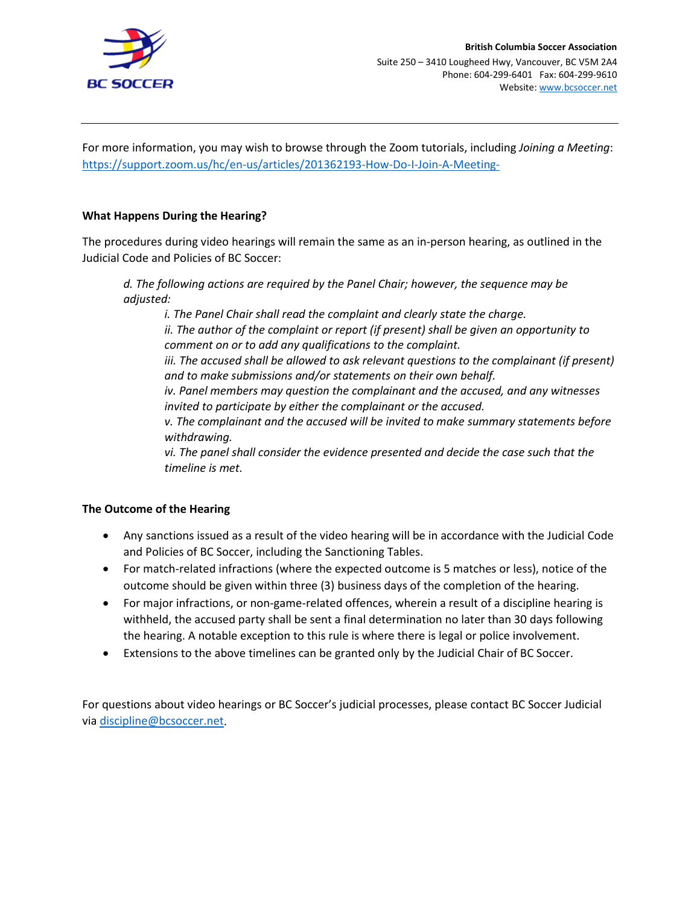For more information, you may wish to browse through the Zoom tutorials, including *Joining a Meeting*: https://support.zoom.us/hc/en-us/articles/201362193-How-Do-I-Join-A-Meeting-

**What Happens During the Hearing?**

The procedures during video hearings will remain the same as an in-person hearing, as outlined in the Judicial Code and Policies of BC Soccer:

> *d. The following actions are required by the Panel Chair; however, the sequence may be adjusted:*
>
> > *i. The Panel Chair shall read the complaint and clearly state the charge.*
> > *ii. The author of the complaint or report (if present) shall be given an opportunity to comment on or to add any qualifications to the complaint.*
> > *iii. The accused shall be allowed to ask relevant questions to the complainant (if present) and to make submissions and/or statements on their own behalf.*
> > *iv. Panel members may question the complainant and the accused, and any witnesses invited to participate by either the complainant or the accused.*
> > *v. The complainant and the accused will be invited to make summary statements before withdrawing.*
> > *vi. The panel shall consider the evidence presented and decide the case such that the timeline is met.*

**The Outcome of the Hearing**

- Any sanctions issued as a result of the video hearing will be in accordance with the Judicial Code and Policies of BC Soccer, including the Sanctioning Tables.
- For match-related infractions (where the expected outcome is 5 matches or less), notice of the outcome should be given within three (3) business days of the completion of the hearing.
- For major infractions, or non-game-related offences, wherein a result of a discipline hearing is withheld, the accused party shall be sent a final determination no later than 30 days following the hearing. A notable exception to this rule is where there is legal or police involvement.
- Extensions to the above timelines can be granted only by the Judicial Chair of BC Soccer.

For questions about video hearings or BC Soccer's judicial processes, please contact BC Soccer Judicial via discipline@bcsoccer.net.